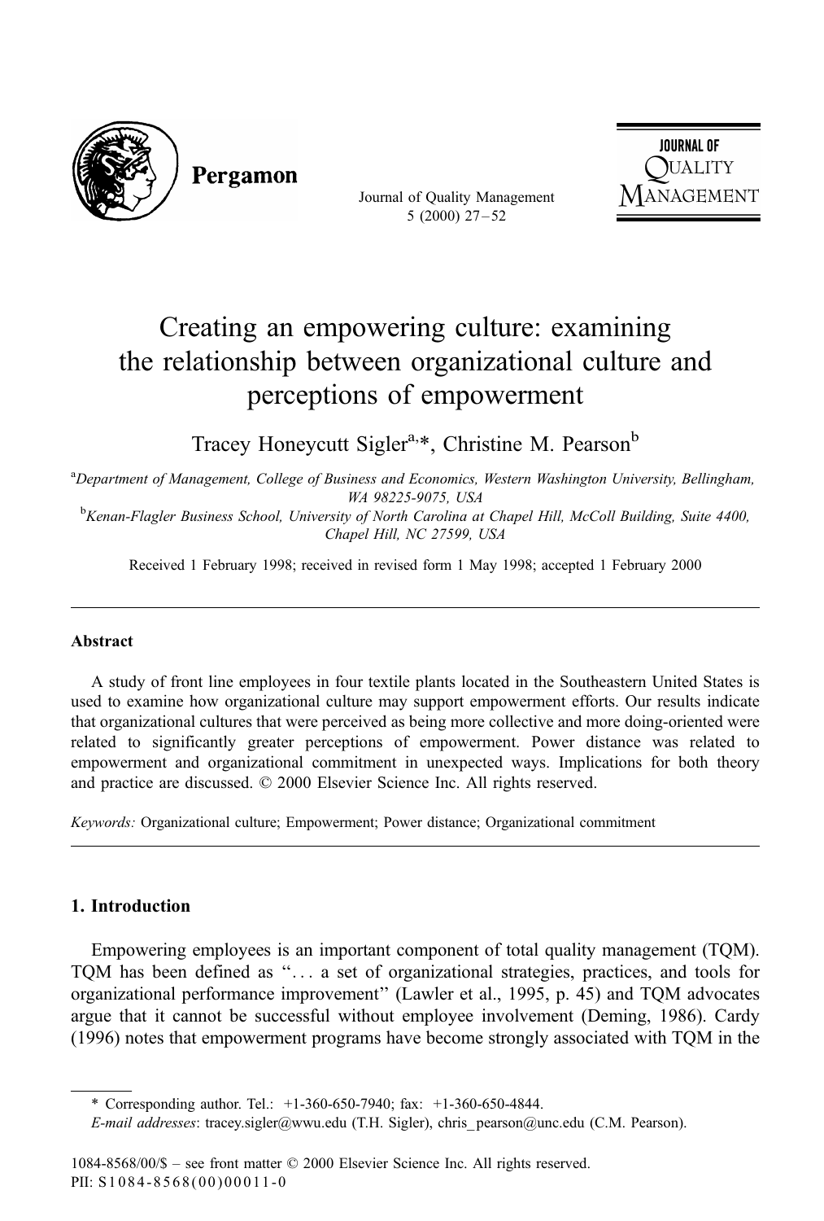# Creating an empowering culture: examining the relationship between organizational culture and perceptions of empowerment

Tracey Honeycutt Sigler[a,*], Christine M. Pearson[b]

[a]Department of Management, College of Business and Economics, Western Washington University, Bellingham, WA 98225-9075, USA

[b]Kenan-Flagler Business School, University of North Carolina at Chapel Hill, McColl Building, Suite 4400, Chapel Hill, NC 27599, USA

Received 1 February 1998; received in revised form 1 May 1998; accepted 1 February 2000

## Abstract

A study of front line employees in four textile plants located in the Southeastern United States is used to examine how organizational culture may support empowerment efforts. Our results indicate that organizational cultures that were perceived as being more collective and more doing-oriented were related to significantly greater perceptions of empowerment. Power distance was related to empowerment and organizational commitment in unexpected ways. Implications for both theory and practice are discussed. © 2000 Elsevier Science Inc. All rights reserved.

*Keywords:* Organizational culture; Empowerment; Power distance; Organizational commitment

## 1. Introduction

Empowering employees is an important component of total quality management (TQM). TQM has been defined as "... a set of organizational strategies, practices, and tools for organizational performance improvement" (Lawler et al., 1995, p. 45) and TQM advocates argue that it cannot be successful without employee involvement (Deming, 1986). Cardy (1996) notes that empowerment programs have become strongly associated with TQM in the

\* Corresponding author. Tel.: +1-360-650-7940; fax: +1-360-650-4844.

*E-mail addresses*: tracey.sigler@wwu.edu (T.H. Sigler), chris_pearson@unc.edu (C.M. Pearson).

1084-8568/00/$ – see front matter © 2000 Elsevier Science Inc. All rights reserved.
PII: S1084-8568(00)00011-0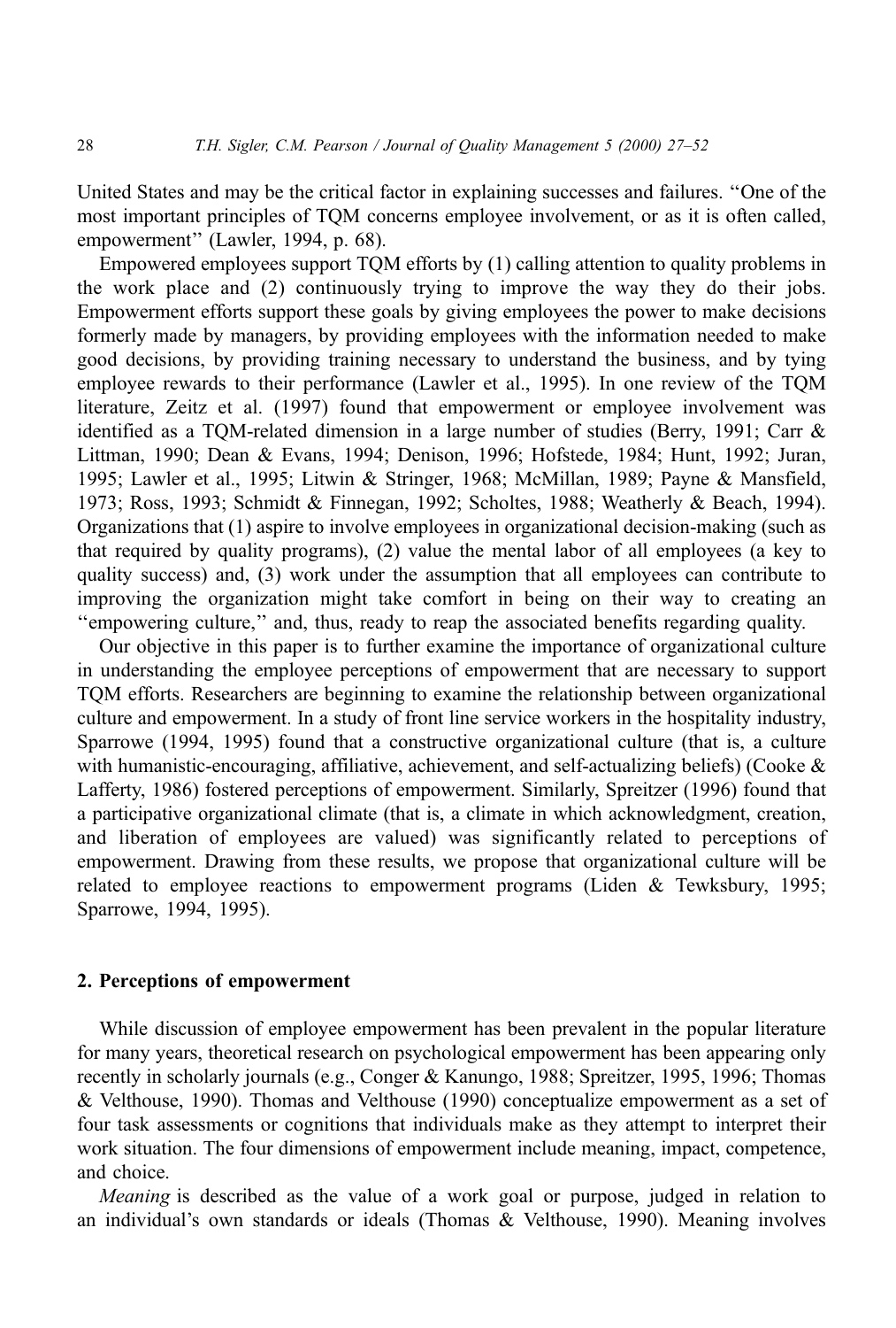United States and may be the critical factor in explaining successes and failures. ''One of the most important principles of TQM concerns employee involvement, or as it is often called, empowerment'' (Lawler, 1994, p. 68).

Empowered employees support TQM efforts by (1) calling attention to quality problems in the work place and (2) continuously trying to improve the way they do their jobs. Empowerment efforts support these goals by giving employees the power to make decisions formerly made by managers, by providing employees with the information needed to make good decisions, by providing training necessary to understand the business, and by tying employee rewards to their performance (Lawler et al., 1995). In one review of the TQM literature, Zeitz et al. (1997) found that empowerment or employee involvement was identified as a TQM-related dimension in a large number of studies (Berry, 1991; Carr & Littman, 1990; Dean & Evans, 1994; Denison, 1996; Hofstede, 1984; Hunt, 1992; Juran, 1995; Lawler et al., 1995; Litwin & Stringer, 1968; McMillan, 1989; Payne & Mansfield, 1973; Ross, 1993; Schmidt & Finnegan, 1992; Scholtes, 1988; Weatherly & Beach, 1994). Organizations that (1) aspire to involve employees in organizational decision-making (such as that required by quality programs), (2) value the mental labor of all employees (a key to quality success) and, (3) work under the assumption that all employees can contribute to improving the organization might take comfort in being on their way to creating an ''empowering culture,'' and, thus, ready to reap the associated benefits regarding quality.

Our objective in this paper is to further examine the importance of organizational culture in understanding the employee perceptions of empowerment that are necessary to support TQM efforts. Researchers are beginning to examine the relationship between organizational culture and empowerment. In a study of front line service workers in the hospitality industry, Sparrowe (1994, 1995) found that a constructive organizational culture (that is, a culture with humanistic-encouraging, affiliative, achievement, and self-actualizing beliefs) (Cooke & Lafferty, 1986) fostered perceptions of empowerment. Similarly, Spreitzer (1996) found that a participative organizational climate (that is, a climate in which acknowledgment, creation, and liberation of employees are valued) was significantly related to perceptions of empowerment. Drawing from these results, we propose that organizational culture will be related to employee reactions to empowerment programs (Liden & Tewksbury, 1995; Sparrowe, 1994, 1995).

## 2. Perceptions of empowerment

While discussion of employee empowerment has been prevalent in the popular literature for many years, theoretical research on psychological empowerment has been appearing only recently in scholarly journals (e.g., Conger & Kanungo, 1988; Spreitzer, 1995, 1996; Thomas & Velthouse, 1990). Thomas and Velthouse (1990) conceptualize empowerment as a set of four task assessments or cognitions that individuals make as they attempt to interpret their work situation. The four dimensions of empowerment include meaning, impact, competence, and choice.

*Meaning* is described as the value of a work goal or purpose, judged in relation to an individual's own standards or ideals (Thomas & Velthouse, 1990). Meaning involves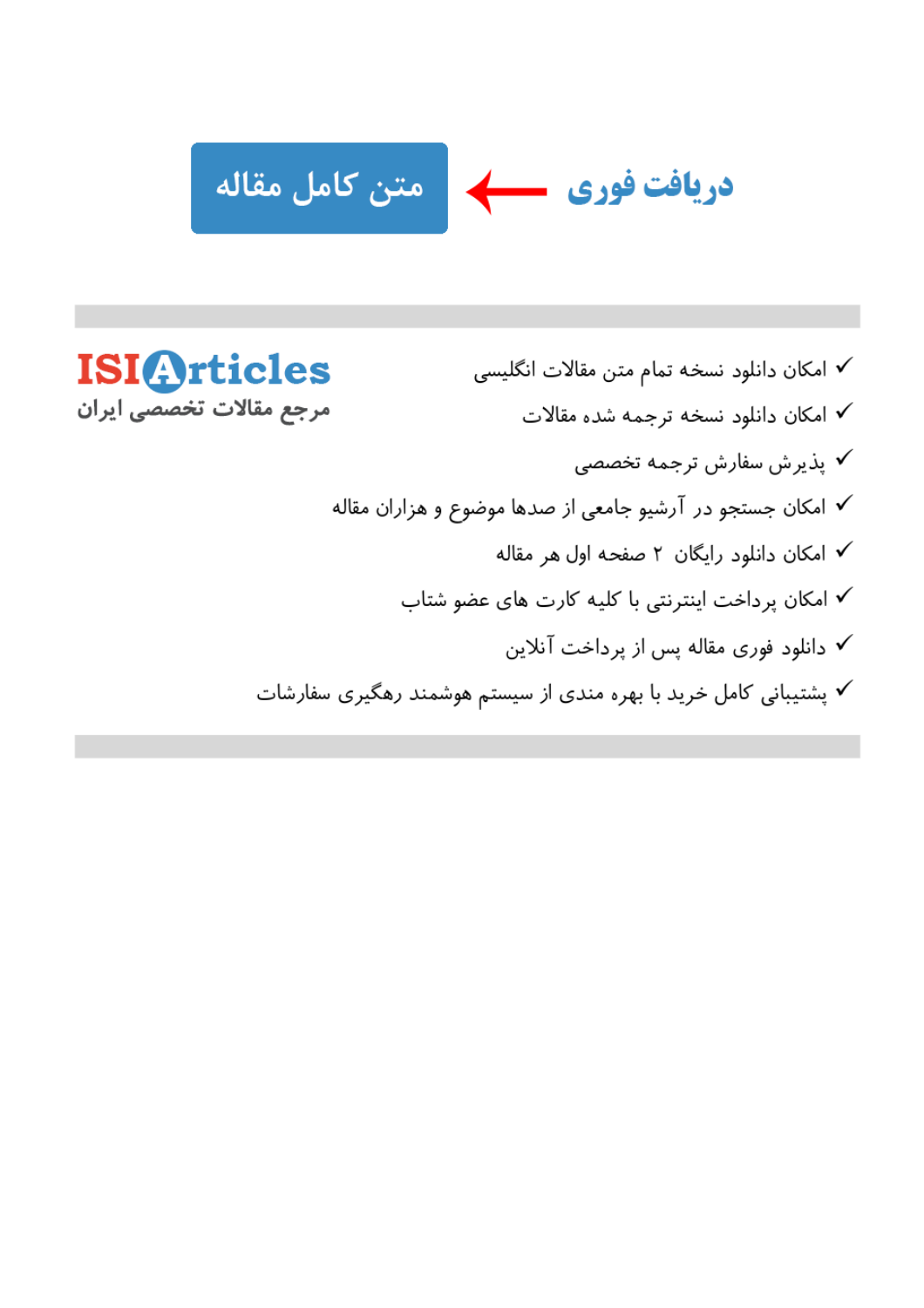دریافت فوری ← **متن کامل مقاله**

**ISIArticles**
مرجع مقالات تخصصی ایران

- ✓ امکان دانلود نسخه تمام متن مقالات انگلیسی
- ✓ امکان دانلود نسخه ترجمه شده مقالات
- ✓ پذیرش سفارش ترجمه تخصصی
- ✓ امکان جستجو در آرشیو جامعی از صدها موضوع و هزاران مقاله
- ✓ امکان دانلود رایگان ۲ صفحه اول هر مقاله
- ✓ امکان پرداخت اینترنتی با کلیه کارت های عضو شتاب
- ✓ دانلود فوری مقاله پس از پرداخت آنلاین
- ✓ پشتیبانی کامل خرید با بهره مندی از سیستم هوشمند رهگیری سفارشات